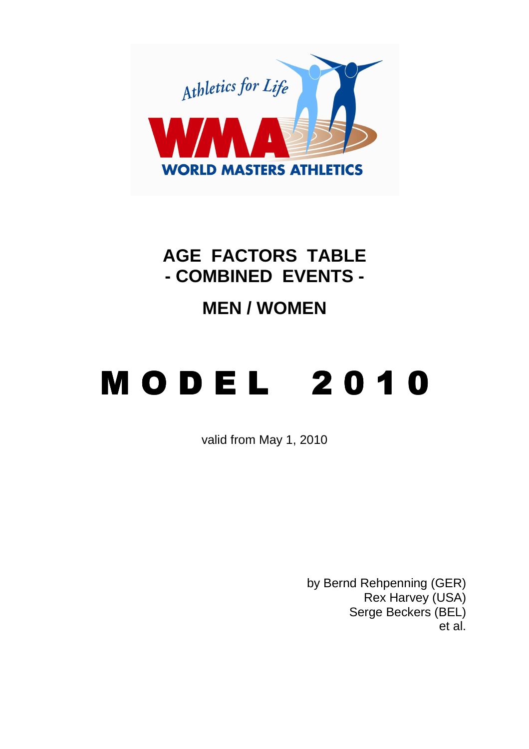Athletics for Life

WMA

WORLD MASTERS ATHLETICS

# AGE FACTORS TABLE
# - COMBINED EVENTS -

## MEN / WOMEN

# M O D E L  2 0 1 0

valid from May 1, 2010

by Bernd Rehpenning (GER)
Rex Harvey (USA)
Serge Beckers (BEL)
et al.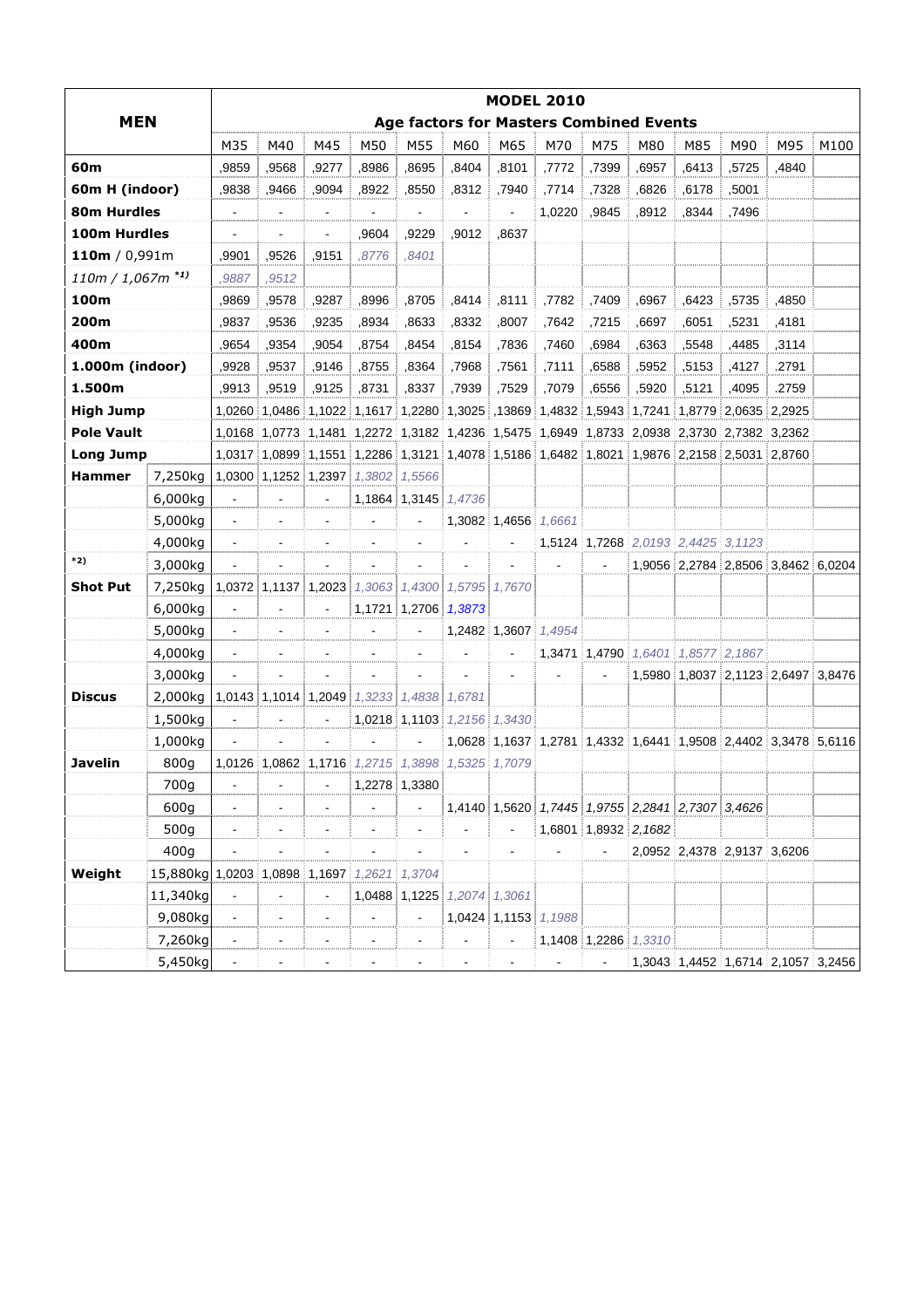| MEN | | MODEL 2010 Age factors for Masters Combined Events | | | | | | | | | | | | | |
|---|---|---|---|---|---|---|---|---|---|---|---|---|---|---|---|
| | | M35 | M40 | M45 | M50 | M55 | M60 | M65 | M70 | M75 | M80 | M85 | M90 | M95 | M100 |
| **60m** | | ,9859 | ,9568 | ,9277 | ,8986 | ,8695 | ,8404 | ,8101 | ,7772 | ,7399 | ,6957 | ,6413 | ,5725 | ,4840 | |
| **60m H (indoor)** | | ,9838 | ,9466 | ,9094 | ,8922 | ,8550 | ,8312 | ,7940 | ,7714 | ,7328 | ,6826 | ,6178 | ,5001 | | |
| **80m Hurdles** | | - | - | - | - | - | - | - | 1,0220 | ,9845 | ,8912 | ,8344 | ,7496 | | |
| **100m Hurdles** | | - | - | - | ,9604 | ,9229 | ,9012 | ,8637 | | | | | | | |
| **110m** / 0,991m | | ,9901 | ,9526 | ,9151 | *,8776* | *,8401* | | | | | | | | | |
| *110m / 1,067m \*1)* | | *,9887* | *,9512* | | | | | | | | | | | | |
| **100m** | | ,9869 | ,9578 | ,9287 | ,8996 | ,8705 | ,8414 | ,8111 | ,7782 | ,7409 | ,6967 | ,6423 | ,5735 | ,4850 | |
| **200m** | | ,9837 | ,9536 | ,9235 | ,8934 | ,8633 | ,8332 | ,8007 | ,7642 | ,7215 | ,6697 | ,6051 | ,5231 | ,4181 | |
| **400m** | | ,9654 | ,9354 | ,9054 | ,8754 | ,8454 | ,8154 | ,7836 | ,7460 | ,6984 | ,6363 | ,5548 | ,4485 | ,3114 | |
| **1.000m (indoor)** | | ,9928 | ,9537 | ,9146 | ,8755 | ,8364 | ,7968 | ,7561 | ,7111 | ,6588 | ,5952 | ,5153 | ,4127 | .2791 | |
| **1.500m** | | ,9913 | ,9519 | ,9125 | ,8731 | ,8337 | ,7939 | ,7529 | ,7079 | ,6556 | ,5920 | ,5121 | ,4095 | .2759 | |
| **High Jump** | | 1,0260 | 1,0486 | 1,1022 | 1,1617 | 1,2280 | 1,3025 | ,13869 | 1,4832 | 1,5943 | 1,7241 | 1,8779 | 2,0635 | 2,2925 | |
| **Pole Vault** | | 1,0168 | 1,0773 | 1,1481 | 1,2272 | 1,3182 | 1,4236 | 1,5475 | 1,6949 | 1,8733 | 2,0938 | 2,3730 | 2,7382 | 3,2362 | |
| **Long Jump** | | 1,0317 | 1,0899 | 1,1551 | 1,2286 | 1,3121 | 1,4078 | 1,5186 | 1,6482 | 1,8021 | 1,9876 | 2,2158 | 2,5031 | 2,8760 | |
| **Hammer** | 7,250kg | 1,0300 | 1,1252 | 1,2397 | *1,3802* | *1,5566* | | | | | | | | | |
| | 6,000kg | - | - | - | 1,1864 | 1,3145 | *1,4736* | | | | | | | | |
| | 5,000kg | - | - | - | - | - | 1,3082 | 1,4656 | *1,6661* | | | | | | |
| | 4,000kg | - | - | - | - | - | - | - | 1,5124 | 1,7268 | *2,0193* | *2,4425* | *3,1123* | | |
| \*2) | 3,000kg | - | - | - | - | - | - | - | - | - | 1,9056 | 2,2784 | 2,8506 | 3,8462 | 6,0204 |
| **Shot Put** | 7,250kg | 1,0372 | 1,1137 | 1,2023 | *1,3063* | *1,4300* | *1,5795* | *1,7670* | | | | | | | |
| | 6,000kg | - | - | - | 1,1721 | 1,2706 | *1,3873* | | | | | | | | |
| | 5,000kg | - | - | - | - | - | 1,2482 | 1,3607 | *1,4954* | | | | | | |
| | 4,000kg | - | - | - | - | - | - | - | 1,3471 | 1,4790 | *1,6401* | *1,8577* | *2,1867* | | |
| | 3,000kg | - | - | - | - | - | - | - | - | - | 1,5980 | 1,8037 | 2,1123 | 2,6497 | 3,8476 |
| **Discus** | 2,000kg | 1,0143 | 1,1014 | 1,2049 | *1,3233* | *1,4838* | *1,6781* | | | | | | | | |
| | 1,500kg | - | - | - | 1,0218 | 1,1103 | *1,2156* | *1,3430* | | | | | | | |
| | 1,000kg | - | - | - | - | - | 1,0628 | 1,1637 | 1,2781 | 1,4332 | 1,6441 | 1,9508 | 2,4402 | 3,3478 | 5,6116 |
| **Javelin** | 800g | 1,0126 | 1,0862 | 1,1716 | *1,2715* | *1,3898* | *1,5325* | *1,7079* | | | | | | | |
| | 700g | - | - | - | 1,2278 | 1,3380 | | | | | | | | | |
| | 600g | - | - | - | - | - | 1,4140 | 1,5620 | *1,7445* | *1,9755* | *2,2841* | *2,7307* | *3,4626* | | |
| | 500g | - | - | - | - | - | - | - | 1,6801 | 1,8932 | *2,1682* | | | | |
| | 400g | - | - | - | - | - | - | - | - | - | 2,0952 | 2,4378 | 2,9137 | 3,6206 | |
| **Weight** | 15,880kg | 1,0203 | 1,0898 | 1,1697 | *1,2621* | *1,3704* | | | | | | | | | |
| | 11,340kg | - | - | - | 1,0488 | 1,1225 | *1,2074* | *1,3061* | | | | | | | |
| | 9,080kg | - | - | - | - | - | 1,0424 | 1,1153 | *1,1988* | | | | | | |
| | 7,260kg | - | - | - | - | - | - | - | 1,1408 | 1,2286 | *1,3310* | | | | |
| | 5,450kg | - | - | - | - | - | - | - | - | - | 1,3043 | 1,4452 | 1,6714 | 2,1057 | 3,2456 |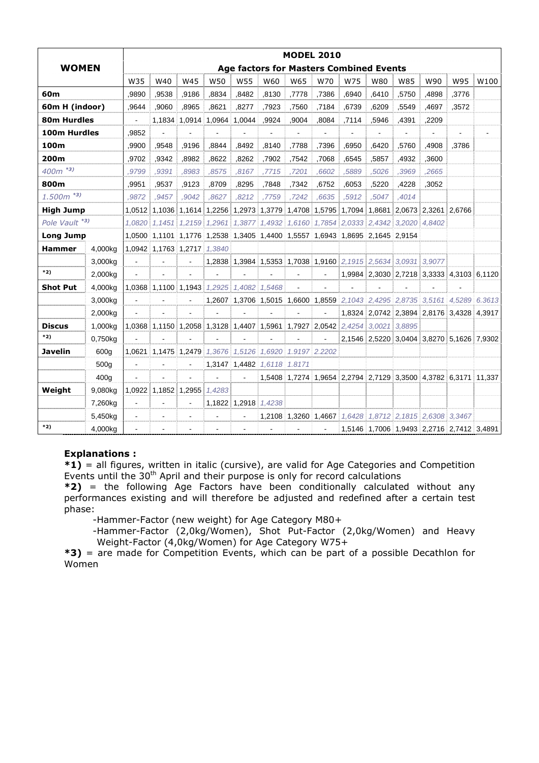| WOMEN | | MODEL 2010 Age factors for Masters Combined Events | | | | | | | | | | | | | |
|---|---|---|---|---|---|---|---|---|---|---|---|---|---|---|---|
| | | W35 | W40 | W45 | W50 | W55 | W60 | W65 | W70 | W75 | W80 | W85 | W90 | W95 | W100 |
| **60m** | | ,9890 | ,9538 | ,9186 | ,8834 | ,8482 | ,8130 | ,7778 | ,7386 | ,6940 | ,6410 | ,5750 | ,4898 | ,3776 | |
| **60m H (indoor)** | | ,9644 | ,9060 | ,8965 | ,8621 | ,8277 | ,7923 | ,7560 | ,7184 | ,6739 | ,6209 | ,5549 | ,4697 | ,3572 | |
| **80m Hurdles** | | - | 1,1834 | 1,0914 | 1,0964 | 1,0044 | ,9924 | ,9004 | ,8084 | ,7114 | ,5946 | ,4391 | ,2209 | | |
| **100m Hurdles** | | ,9852 | - | - | - | - | - | - | - | - | - | - | - | - | - |
| **100m** | | ,9900 | ,9548 | ,9196 | ,8844 | ,8492 | ,8140 | ,7788 | ,7396 | ,6950 | ,6420 | ,5760 | ,4908 | ,3786 | |
| **200m** | | ,9702 | ,9342 | ,8982 | ,8622 | ,8262 | ,7902 | ,7542 | ,7068 | ,6545 | ,5857 | ,4932 | ,3600 | | |
| *400m \*3)* | | *,9799* | *,9391* | *,8983* | *,8575* | *,8167* | *,7715* | *,7201* | *,6602* | *,5889* | *,5026* | *,3969* | *,2665* | | |
| **800m** | | ,9951 | ,9537 | ,9123 | ,8709 | ,8295 | ,7848 | ,7342 | ,6752 | ,6053 | ,5220 | ,4228 | ,3052 | | |
| *1.500m \*3)* | | *,9872* | *,9457* | *,9042* | *,8627* | *,8212* | *,7759* | *,7242* | *,6635* | *,5912* | *,5047* | *,4014* | | | |
| **High Jump** | | 1,0512 | 1,1036 | 1,1614 | 1,2256 | 1,2973 | 1,3779 | 1,4708 | 1,5795 | 1,7094 | 1,8681 | 2,0673 | 2,3261 | 2,6766 | |
| *Pole Vault \*3)* | | *1,0820* | *1,1451* | *1,2159* | *1,2961* | *1,3877* | *1,4932* | *1,6160* | *1,7854* | *2,0333* | *2,4342* | *3,2020* | *4,8402* | | |
| **Long Jump** | | 1,0500 | 1,1101 | 1,1776 | 1,2538 | 1,3405 | 1,4400 | 1,5557 | 1,6943 | 1,8695 | 2,1645 | 2,9154 | | | |
| **Hammer** | 4,000kg | 1,0942 | 1,1763 | 1,2717 | *1,3840* | | | | | | | | | | |
| | 3,000kg | - | - | - | 1,2838 | 1,3984 | 1,5353 | 1,7038 | 1,9160 | *2,1915* | *2,5634* | *3,0931* | *3,9077* | | |
| *2) | 2,000kg | - | - | - | - | - | - | - | - | 1,9984 | 2,3030 | 2,7218 | 3,3333 | 4,3103 | 6,1120 |
| **Shot Put** | 4,000kg | 1,0368 | 1,1100 | 1,1943 | *1,2925* | *1,4082* | *1,5468* | - | - | - | - | - | - | - | |
| | 3,000kg | - | - | - | 1,2607 | 1,3706 | 1,5015 | 1,6600 | 1,8559 | *2,1043* | *2,4295* | *2,8735* | *3,5161* | *4,5289* | *6.3613* |
| | 2,000kg | - | - | - | - | - | - | - | - | 1,8324 | 2,0742 | 2,3894 | 2,8176 | 3,4328 | 4,3917 |
| **Discus** | 1,000kg | 1,0368 | 1,1150 | 1,2058 | 1,3128 | 1,4407 | 1,5961 | 1,7927 | 2,0542 | *2,4254* | *3,0021* | *3,8895* | | | |
| *2) | 0,750kg | - | - | - | - | - | - | - | - | 2,1546 | 2,5220 | 3,0404 | 3,8270 | 5,1626 | 7,9302 |
| **Javelin** | 600g | 1,0621 | 1,1475 | 1,2479 | *1,3676* | *1,5126* | *1,6920* | *1.9197* | *2.2202* | | | | | | |
| | 500g | - | - | - | 1,3147 | 1,4482 | *1,6118* | *1.8171* | | | | | | | |
| | 400g | - | - | - | - | - | 1,5408 | 1,7274 | 1,9654 | 2,2794 | 2,7129 | 3,3500 | 4,3782 | 6,3171 | 11,337 |
| **Weight** | 9,080kg | 1,0922 | 1,1852 | 1,2955 | *1,4283* | | | | | | | | | | |
| | 7,260kg | - | - | - | 1,1822 | 1,2918 | *1,4238* | | | | | | | | |
| | 5,450kg | - | - | - | - | - | 1,2108 | 1,3260 | 1,4667 | *1,6428* | *1,8712* | *2,1815* | *2,6308* | *3,3467* | |
| *2) | 4,000kg | - | - | - | - | - | - | - | - | 1,5146 | 1,7006 | 1,9493 | 2,2716 | 2,7412 | 3,4891 |

## Explanations :

**\*1)** = all figures, written in italic (cursive), are valid for Age Categories and Competition Events until the 30th April and their purpose is only for record calculations

**\*2)** = the following Age Factors have been conditionally calculated without any performances existing and will therefore be adjusted and redefined after a certain test phase:

- Hammer-Factor (new weight) for Age Category M80+
- Hammer-Factor (2,0kg/Women), Shot Put-Factor (2,0kg/Women) and Heavy Weight-Factor (4,0kg/Women) for Age Category W75+

**\*3)** = are made for Competition Events, which can be part of a possible Decathlon for Women